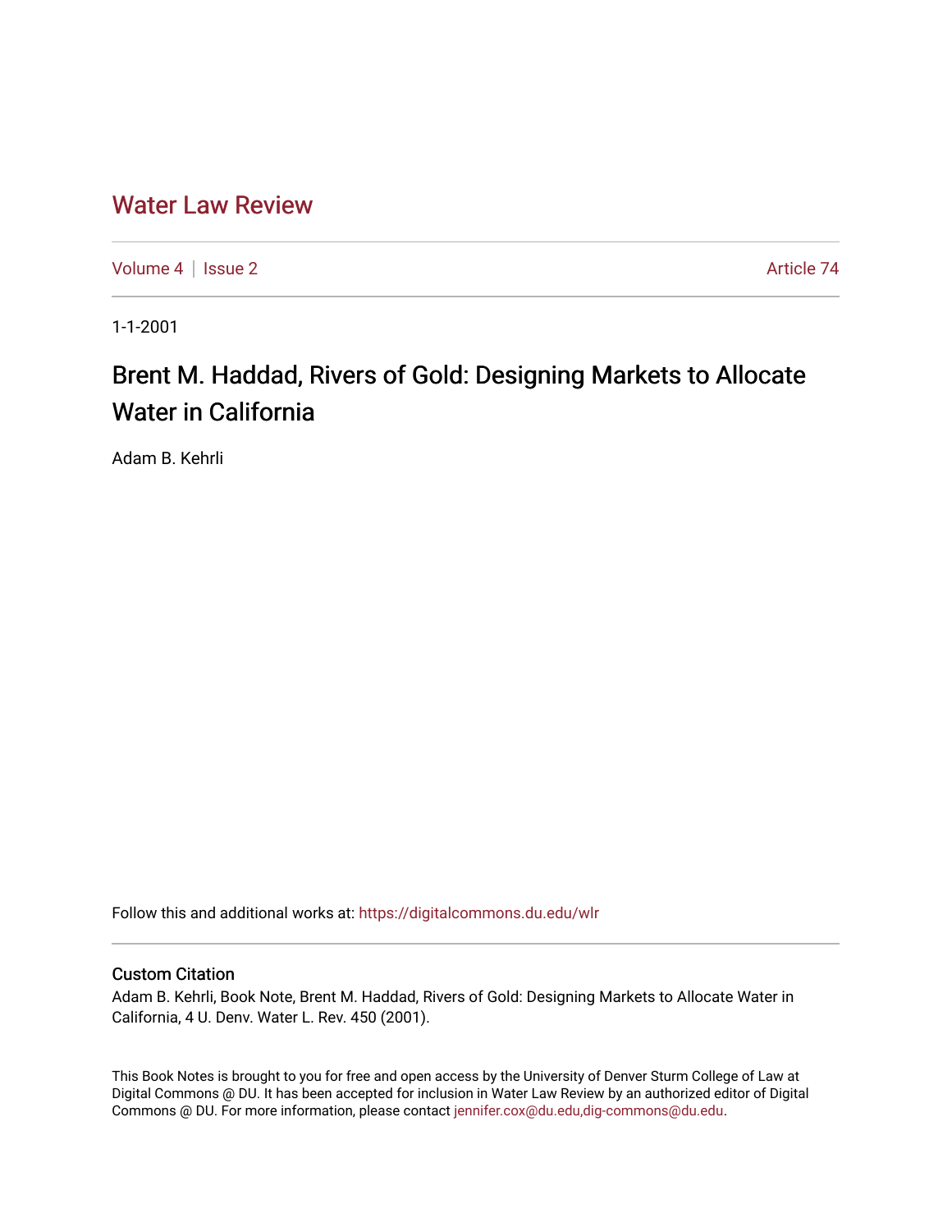# Water Law Review

Volume 4 | Issue 2 Article 74

1-1-2001

## Brent M. Haddad, Rivers of Gold: Designing Markets to Allocate Water in California

Adam B. Kehrli

Follow this and additional works at: https://digitalcommons.du.edu/wlr

### Custom Citation

Adam B. Kehrli, Book Note, Brent M. Haddad, Rivers of Gold: Designing Markets to Allocate Water in California, 4 U. Denv. Water L. Rev. 450 (2001).

This Book Notes is brought to you for free and open access by the University of Denver Sturm College of Law at Digital Commons @ DU. It has been accepted for inclusion in Water Law Review by an authorized editor of Digital Commons @ DU. For more information, please contact jennifer.cox@du.edu,dig-commons@du.edu.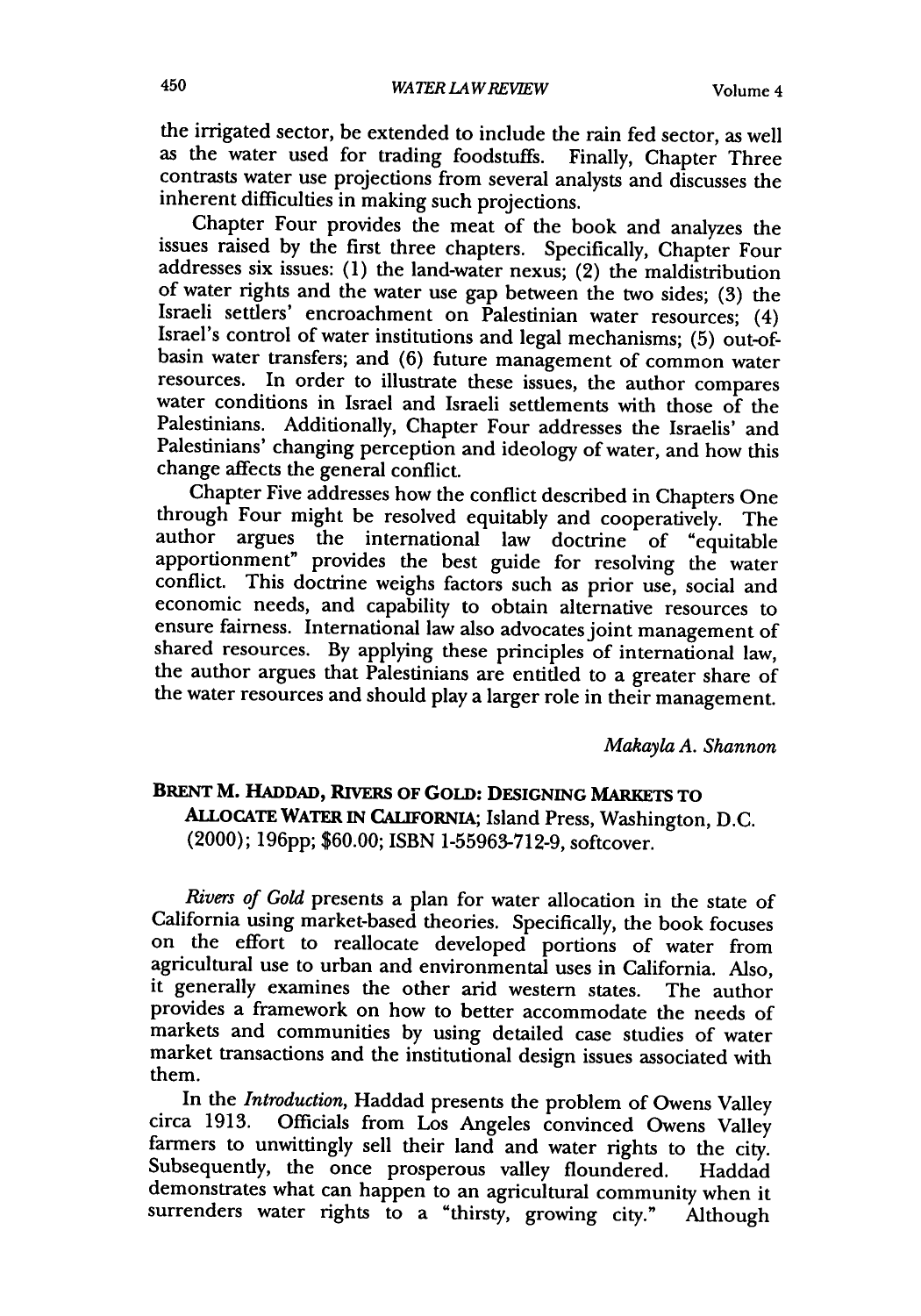the irrigated sector, be extended to include the rain fed sector, as well as the water used for trading foodstuffs. Finally, Chapter Three contrasts water use projections from several analysts and discusses the inherent difficulties in making such projections.

Chapter Four provides the meat of the book and analyzes the issues raised by the first three chapters. Specifically, Chapter Four addresses six issues: (1) the land-water nexus; (2) the maldistribution of water rights and the water use gap between the two sides; (3) the Israeli settlers' encroachment on Palestinian water resources; (4) Israel's control of water institutions and legal mechanisms; (5) out-of-basin water transfers; and (6) future management of common water resources. In order to illustrate these issues, the author compares water conditions in Israel and Israeli settlements with those of the Palestinians. Additionally, Chapter Four addresses the Israelis' and Palestinians' changing perception and ideology of water, and how this change affects the general conflict.

Chapter Five addresses how the conflict described in Chapters One through Four might be resolved equitably and cooperatively. The author argues the international law doctrine of "equitable apportionment" provides the best guide for resolving the water conflict. This doctrine weighs factors such as prior use, social and economic needs, and capability to obtain alternative resources to ensure fairness. International law also advocates joint management of shared resources. By applying these principles of international law, the author argues that Palestinians are entitled to a greater share of the water resources and should play a larger role in their management.

*Makayla A. Shannon*

**BRENT M. HADDAD, RIVERS OF GOLD: DESIGNING MARKETS TO ALLOCATE WATER IN CALIFORNIA**; Island Press, Washington, D.C. (2000); 196pp; $60.00; ISBN 1-55963-712-9, softcover.

*Rivers of Gold* presents a plan for water allocation in the state of California using market-based theories. Specifically, the book focuses on the effort to reallocate developed portions of water from agricultural use to urban and environmental uses in California. Also, it generally examines the other arid western states. The author provides a framework on how to better accommodate the needs of markets and communities by using detailed case studies of water market transactions and the institutional design issues associated with them.

In the *Introduction*, Haddad presents the problem of Owens Valley circa 1913. Officials from Los Angeles convinced Owens Valley farmers to unwittingly sell their land and water rights to the city. Subsequently, the once prosperous valley floundered. Haddad demonstrates what can happen to an agricultural community when it surrenders water rights to a "thirsty, growing city." Although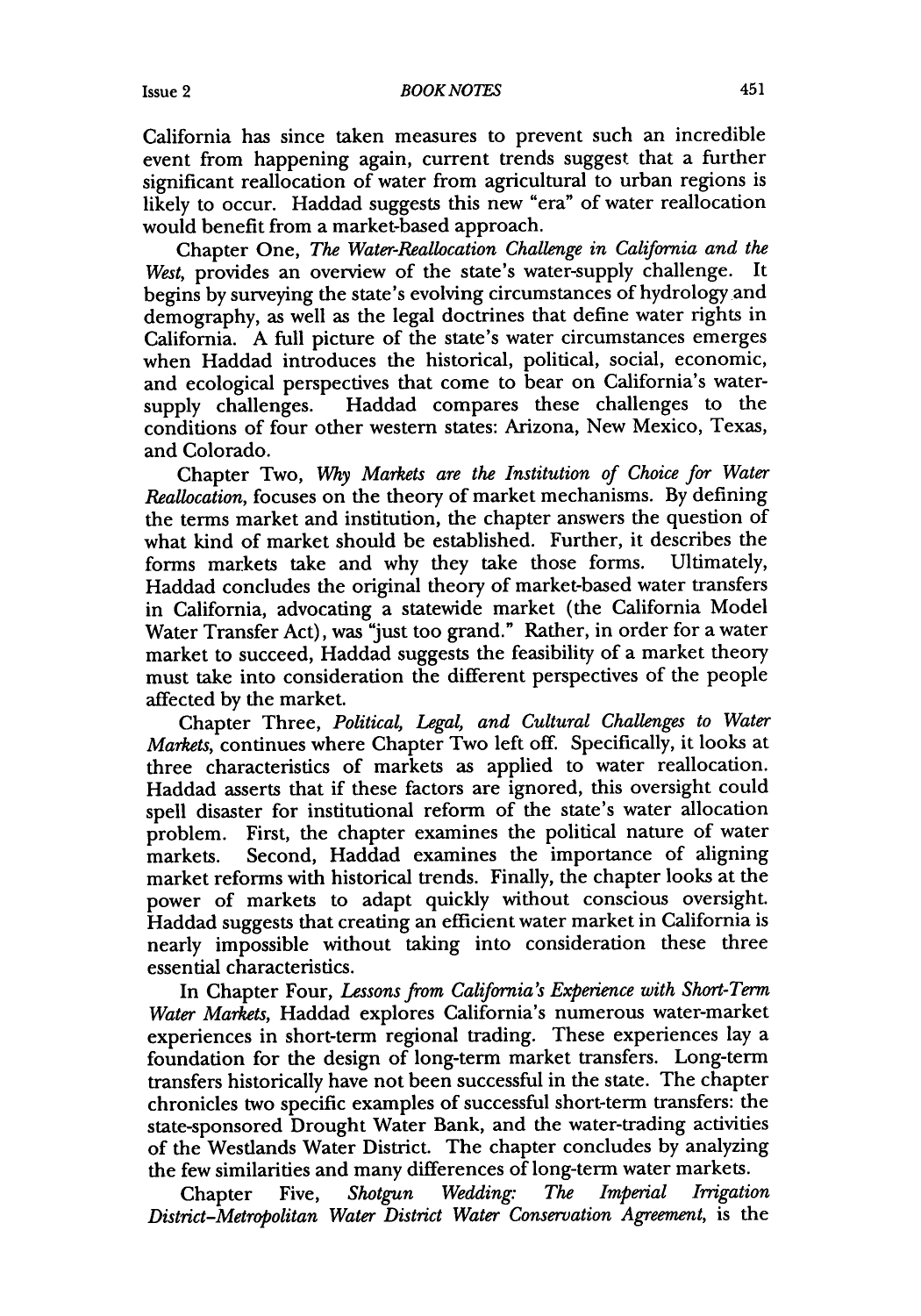California has since taken measures to prevent such an incredible event from happening again, current trends suggest that a further significant reallocation of water from agricultural to urban regions is likely to occur. Haddad suggests this new "era" of water reallocation would benefit from a market-based approach.

Chapter One, *The Water-Reallocation Challenge in California and the West*, provides an overview of the state's water-supply challenge. It begins by surveying the state's evolving circumstances of hydrology and demography, as well as the legal doctrines that define water rights in California. A full picture of the state's water circumstances emerges when Haddad introduces the historical, political, social, economic, and ecological perspectives that come to bear on California's water-supply challenges. Haddad compares these challenges to the conditions of four other western states: Arizona, New Mexico, Texas, and Colorado.

Chapter Two, *Why Markets are the Institution of Choice for Water Reallocation*, focuses on the theory of market mechanisms. By defining the terms market and institution, the chapter answers the question of what kind of market should be established. Further, it describes the forms markets take and why they take those forms. Ultimately, Haddad concludes the original theory of market-based water transfers in California, advocating a statewide market (the California Model Water Transfer Act), was "just too grand." Rather, in order for a water market to succeed, Haddad suggests the feasibility of a market theory must take into consideration the different perspectives of the people affected by the market.

Chapter Three, *Political, Legal, and Cultural Challenges to Water Markets*, continues where Chapter Two left off. Specifically, it looks at three characteristics of markets as applied to water reallocation. Haddad asserts that if these factors are ignored, this oversight could spell disaster for institutional reform of the state's water allocation problem. First, the chapter examines the political nature of water markets. Second, Haddad examines the importance of aligning market reforms with historical trends. Finally, the chapter looks at the power of markets to adapt quickly without conscious oversight. Haddad suggests that creating an efficient water market in California is nearly impossible without taking into consideration these three essential characteristics.

In Chapter Four, *Lessons from California's Experience with Short-Term Water Markets*, Haddad explores California's numerous water-market experiences in short-term regional trading. These experiences lay a foundation for the design of long-term market transfers. Long-term transfers historically have not been successful in the state. The chapter chronicles two specific examples of successful short-term transfers: the state-sponsored Drought Water Bank, and the water-trading activities of the Westlands Water District. The chapter concludes by analyzing the few similarities and many differences of long-term water markets.

Chapter Five, *Shotgun Wedding: The Imperial Irrigation District-Metropolitan Water District Water Conservation Agreement*, is the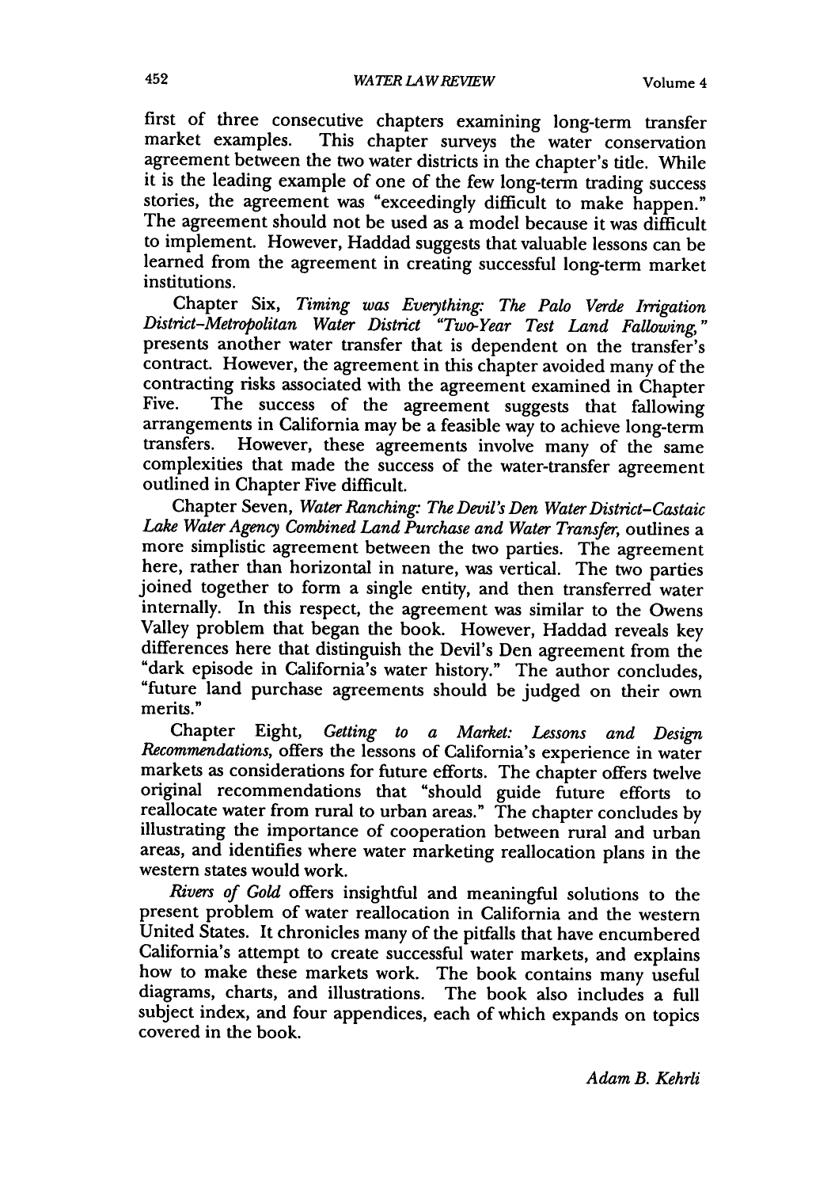first of three consecutive chapters examining long-term transfer market examples. This chapter surveys the water conservation agreement between the two water districts in the chapter's title. While it is the leading example of one of the few long-term trading success stories, the agreement was "exceedingly difficult to make happen." The agreement should not be used as a model because it was difficult to implement. However, Haddad suggests that valuable lessons can be learned from the agreement in creating successful long-term market institutions.

Chapter Six, *Timing was Everything: The Palo Verde Irrigation District–Metropolitan Water District "Two-Year Test Land Fallowing,"* presents another water transfer that is dependent on the transfer's contract. However, the agreement in this chapter avoided many of the contracting risks associated with the agreement examined in Chapter Five. The success of the agreement suggests that fallowing arrangements in California may be a feasible way to achieve long-term transfers. However, these agreements involve many of the same complexities that made the success of the water-transfer agreement outlined in Chapter Five difficult.

Chapter Seven, *Water Ranching: The Devil's Den Water District–Castaic Lake Water Agency Combined Land Purchase and Water Transfer*, outlines a more simplistic agreement between the two parties. The agreement here, rather than horizontal in nature, was vertical. The two parties joined together to form a single entity, and then transferred water internally. In this respect, the agreement was similar to the Owens Valley problem that began the book. However, Haddad reveals key differences here that distinguish the Devil's Den agreement from the "dark episode in California's water history." The author concludes, "future land purchase agreements should be judged on their own merits."

Chapter Eight, *Getting to a Market: Lessons and Design Recommendations*, offers the lessons of California's experience in water markets as considerations for future efforts. The chapter offers twelve original recommendations that "should guide future efforts to reallocate water from rural to urban areas." The chapter concludes by illustrating the importance of cooperation between rural and urban areas, and identifies where water marketing reallocation plans in the western states would work.

*Rivers of Gold* offers insightful and meaningful solutions to the present problem of water reallocation in California and the western United States. It chronicles many of the pitfalls that have encumbered California's attempt to create successful water markets, and explains how to make these markets work. The book contains many useful diagrams, charts, and illustrations. The book also includes a full subject index, and four appendices, each of which expands on topics covered in the book.

*Adam B. Kehrli*